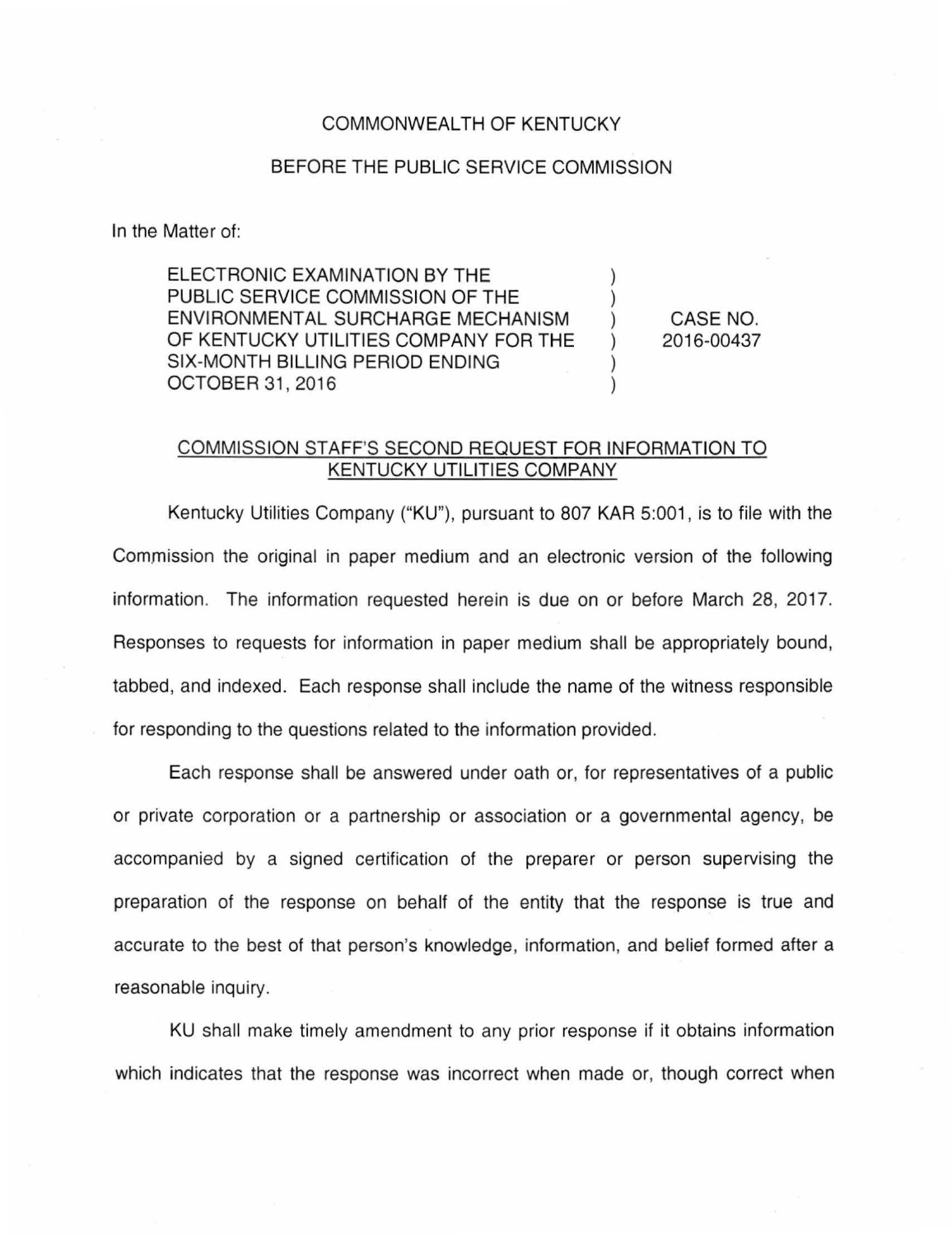COMMONWEALTH OF KENTUCKY

BEFORE THE PUBLIC SERVICE COMMISSION

In the Matter of:

| | | |
|---|---|---|
| ELECTRONIC EXAMINATION BY THE PUBLIC SERVICE COMMISSION OF THE ENVIRONMENTAL SURCHARGE MECHANISM OF KENTUCKY UTILITIES COMPANY FOR THE SIX-MONTH BILLING PERIOD ENDING OCTOBER 31, 2016 | ) ) ) ) ) ) | CASE NO. 2016-00437 |

COMMISSION STAFF'S SECOND REQUEST FOR INFORMATION TO KENTUCKY UTILITIES COMPANY

Kentucky Utilities Company ("KU"), pursuant to 807 KAR 5:001, is to file with the Commission the original in paper medium and an electronic version of the following information. The information requested herein is due on or before March 28, 2017. Responses to requests for information in paper medium shall be appropriately bound, tabbed, and indexed. Each response shall include the name of the witness responsible for responding to the questions related to the information provided.

Each response shall be answered under oath or, for representatives of a public or private corporation or a partnership or association or a governmental agency, be accompanied by a signed certification of the preparer or person supervising the preparation of the response on behalf of the entity that the response is true and accurate to the best of that person's knowledge, information, and belief formed after a reasonable inquiry.

KU shall make timely amendment to any prior response if it obtains information which indicates that the response was incorrect when made or, though correct when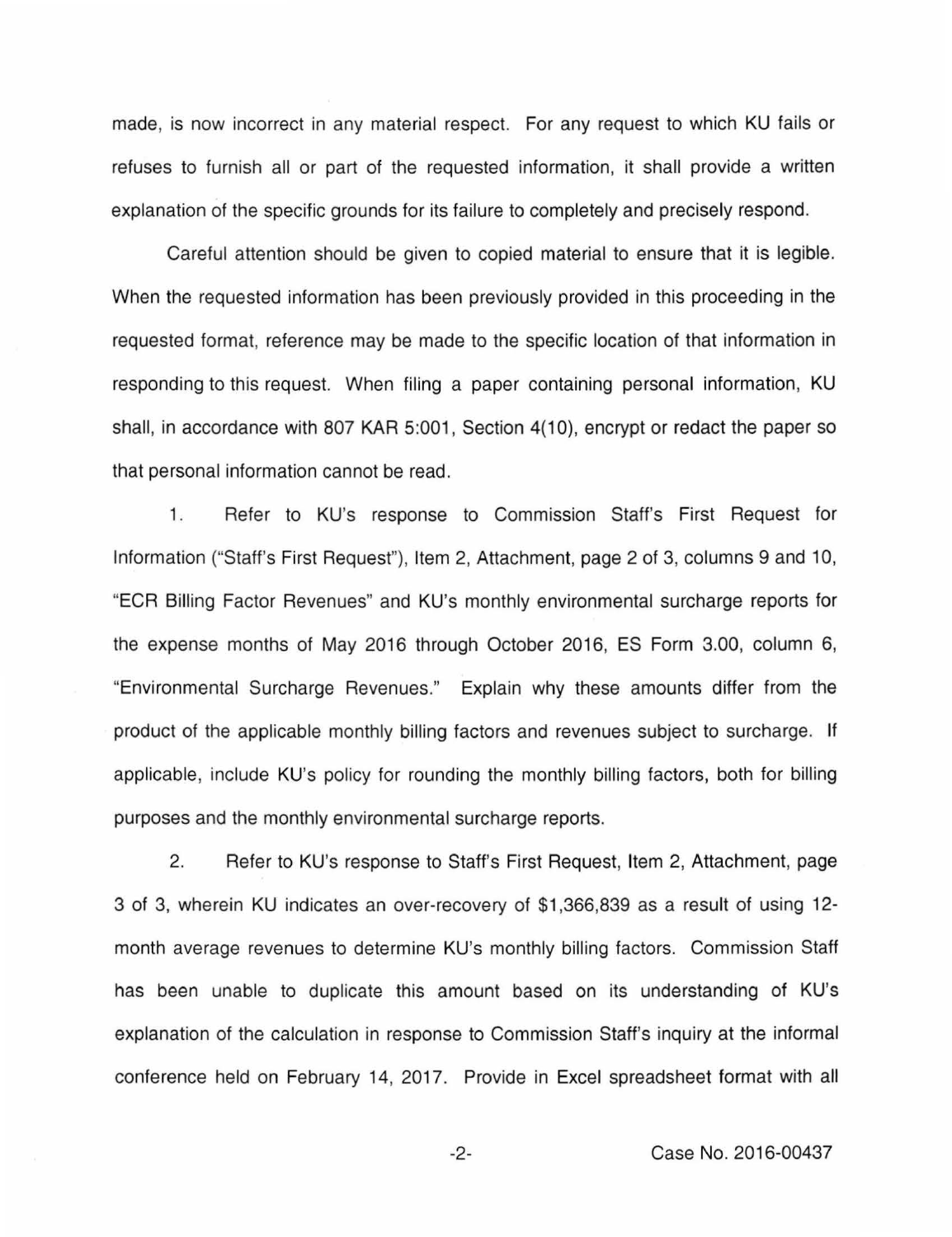made, is now incorrect in any material respect. For any request to which KU fails or refuses to furnish all or part of the requested information, it shall provide a written explanation of the specific grounds for its failure to completely and precisely respond.

Careful attention should be given to copied material to ensure that it is legible. When the requested information has been previously provided in this proceeding in the requested format, reference may be made to the specific location of that information in responding to this request. When filing a paper containing personal information, KU shall, in accordance with 807 KAR 5:001, Section 4(10), encrypt or redact the paper so that personal information cannot be read.

1. Refer to KU's response to Commission Staff's First Request for Information ("Staff's First Request"), Item 2, Attachment, page 2 of 3, columns 9 and 10, "ECR Billing Factor Revenues" and KU's monthly environmental surcharge reports for the expense months of May 2016 through October 2016, ES Form 3.00, column 6, "Environmental Surcharge Revenues." Explain why these amounts differ from the product of the applicable monthly billing factors and revenues subject to surcharge. If applicable, include KU's policy for rounding the monthly billing factors, both for billing purposes and the monthly environmental surcharge reports.

2. Refer to KU's response to Staff's First Request, Item 2, Attachment, page 3 of 3, wherein KU indicates an over-recovery of $1,366,839 as a result of using 12-month average revenues to determine KU's monthly billing factors. Commission Staff has been unable to duplicate this amount based on its understanding of KU's explanation of the calculation in response to Commission Staff's inquiry at the informal conference held on February 14, 2017. Provide in Excel spreadsheet format with all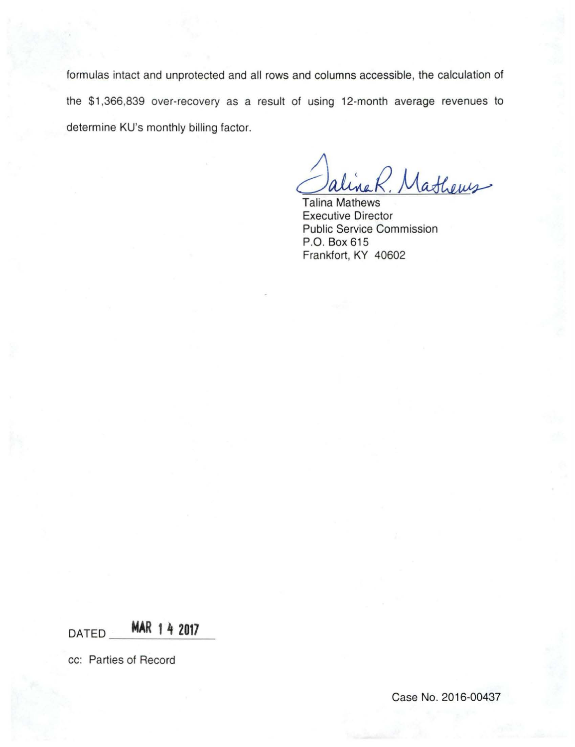formulas intact and unprotected and all rows and columns accessible, the calculation of the $1,366,839 over-recovery as a result of using 12-month average revenues to determine KU's monthly billing factor.

Talina R. Mathews

Talina Mathews
Executive Director
Public Service Commission
P.O. Box 615
Frankfort, KY 40602

DATED MAR 14 2017

cc: Parties of Record

Case No. 2016-00437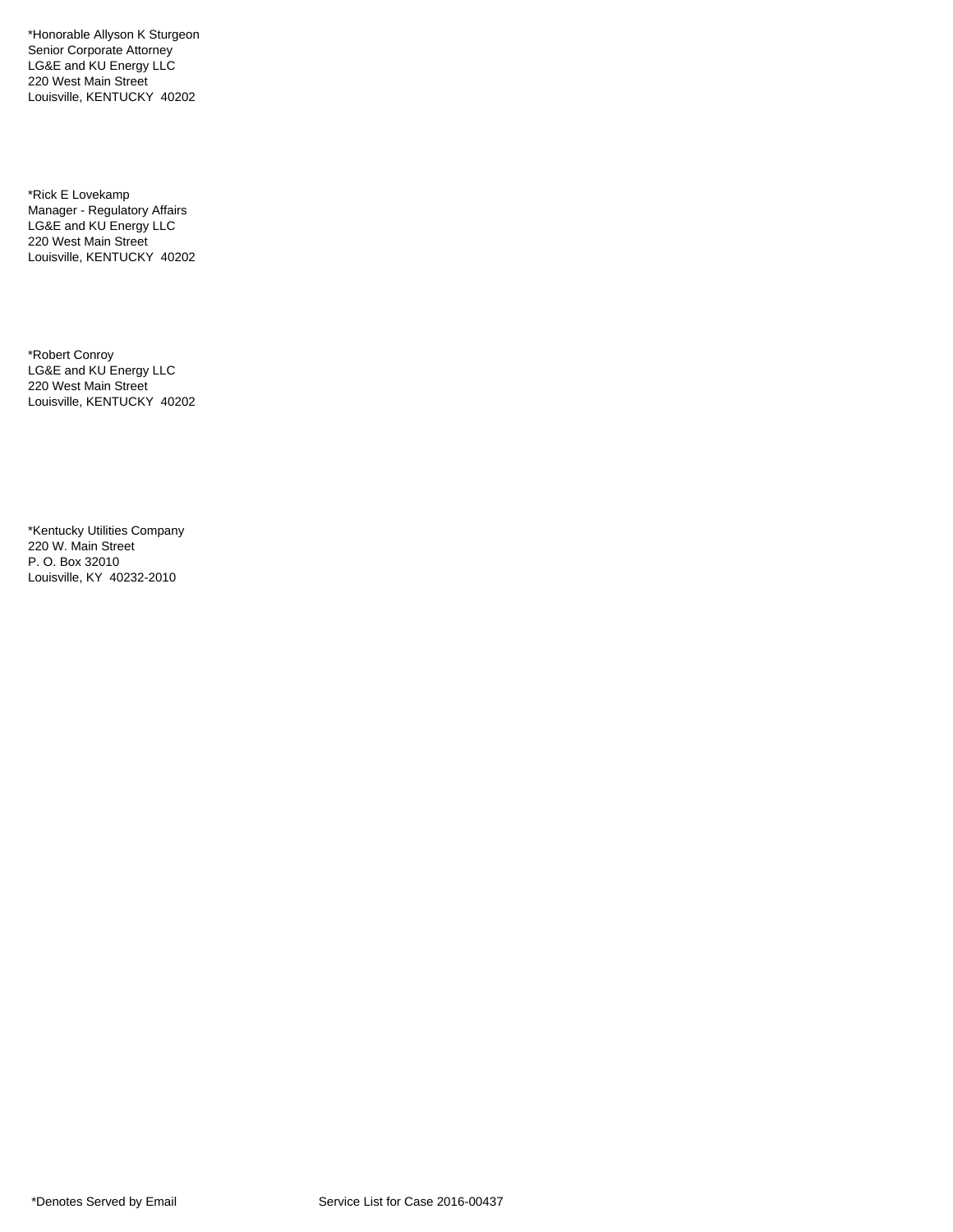*Honorable Allyson K Sturgeon
Senior Corporate Attorney
LG&E and KU Energy LLC
220 West Main Street
Louisville, KENTUCKY 40202

*Rick E Lovekamp
Manager - Regulatory Affairs
LG&E and KU Energy LLC
220 West Main Street
Louisville, KENTUCKY 40202

*Robert Conroy
LG&E and KU Energy LLC
220 West Main Street
Louisville, KENTUCKY 40202

*Kentucky Utilities Company
220 W. Main Street
P. O. Box 32010
Louisville, KY 40232-2010

*Denotes Served by Email

Service List for Case 2016-00437